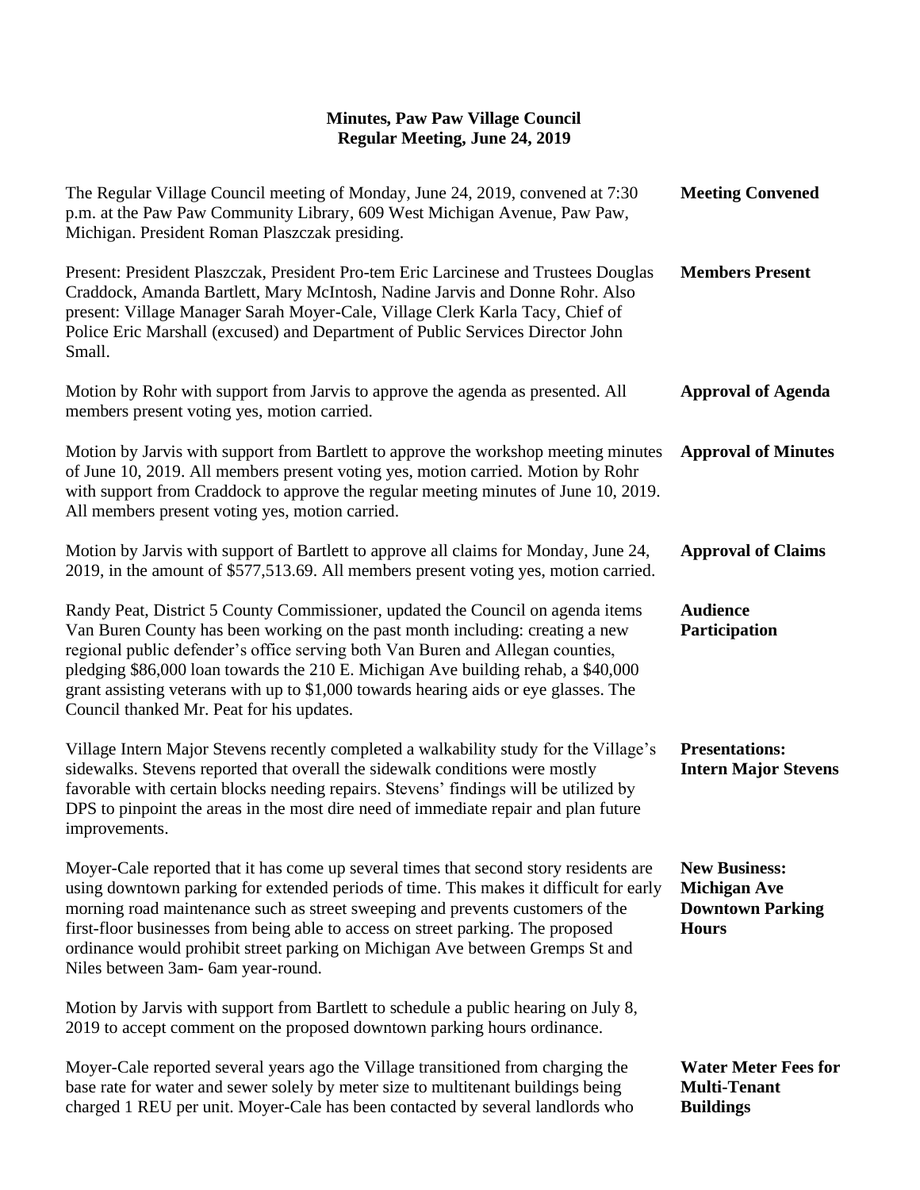# Minutes, Paw Paw Village Council
## Regular Meeting, June 24, 2019

**Meeting Convened**

The Regular Village Council meeting of Monday, June 24, 2019, convened at 7:30 p.m. at the Paw Paw Community Library, 609 West Michigan Avenue, Paw Paw, Michigan. President Roman Plaszczak presiding.

**Members Present**

Present: President Plaszczak, President Pro-tem Eric Larcinese and Trustees Douglas Craddock, Amanda Bartlett, Mary McIntosh, Nadine Jarvis and Donne Rohr. Also present: Village Manager Sarah Moyer-Cale, Village Clerk Karla Tacy, Chief of Police Eric Marshall (excused) and Department of Public Services Director John Small.

**Approval of Agenda**

Motion by Rohr with support from Jarvis to approve the agenda as presented. All members present voting yes, motion carried.

**Approval of Minutes**

Motion by Jarvis with support from Bartlett to approve the workshop meeting minutes of June 10, 2019. All members present voting yes, motion carried. Motion by Rohr with support from Craddock to approve the regular meeting minutes of June 10, 2019. All members present voting yes, motion carried.

**Approval of Claims**

Motion by Jarvis with support of Bartlett to approve all claims for Monday, June 24, 2019, in the amount of $577,513.69. All members present voting yes, motion carried.

**Audience Participation**

Randy Peat, District 5 County Commissioner, updated the Council on agenda items Van Buren County has been working on the past month including: creating a new regional public defender's office serving both Van Buren and Allegan counties, pledging $86,000 loan towards the 210 E. Michigan Ave building rehab, a $40,000 grant assisting veterans with up to $1,000 towards hearing aids or eye glasses. The Council thanked Mr. Peat for his updates.

**Presentations: Intern Major Stevens**

Village Intern Major Stevens recently completed a walkability study for the Village's sidewalks. Stevens reported that overall the sidewalk conditions were mostly favorable with certain blocks needing repairs. Stevens' findings will be utilized by DPS to pinpoint the areas in the most dire need of immediate repair and plan future improvements.

**New Business: Michigan Ave Downtown Parking Hours**

Moyer-Cale reported that it has come up several times that second story residents are using downtown parking for extended periods of time. This makes it difficult for early morning road maintenance such as street sweeping and prevents customers of the first-floor businesses from being able to access on street parking. The proposed ordinance would prohibit street parking on Michigan Ave between Gremps St and Niles between 3am- 6am year-round.

Motion by Jarvis with support from Bartlett to schedule a public hearing on July 8, 2019 to accept comment on the proposed downtown parking hours ordinance.

**Water Meter Fees for Multi-Tenant Buildings**

Moyer-Cale reported several years ago the Village transitioned from charging the base rate for water and sewer solely by meter size to multitenant buildings being charged 1 REU per unit. Moyer-Cale has been contacted by several landlords who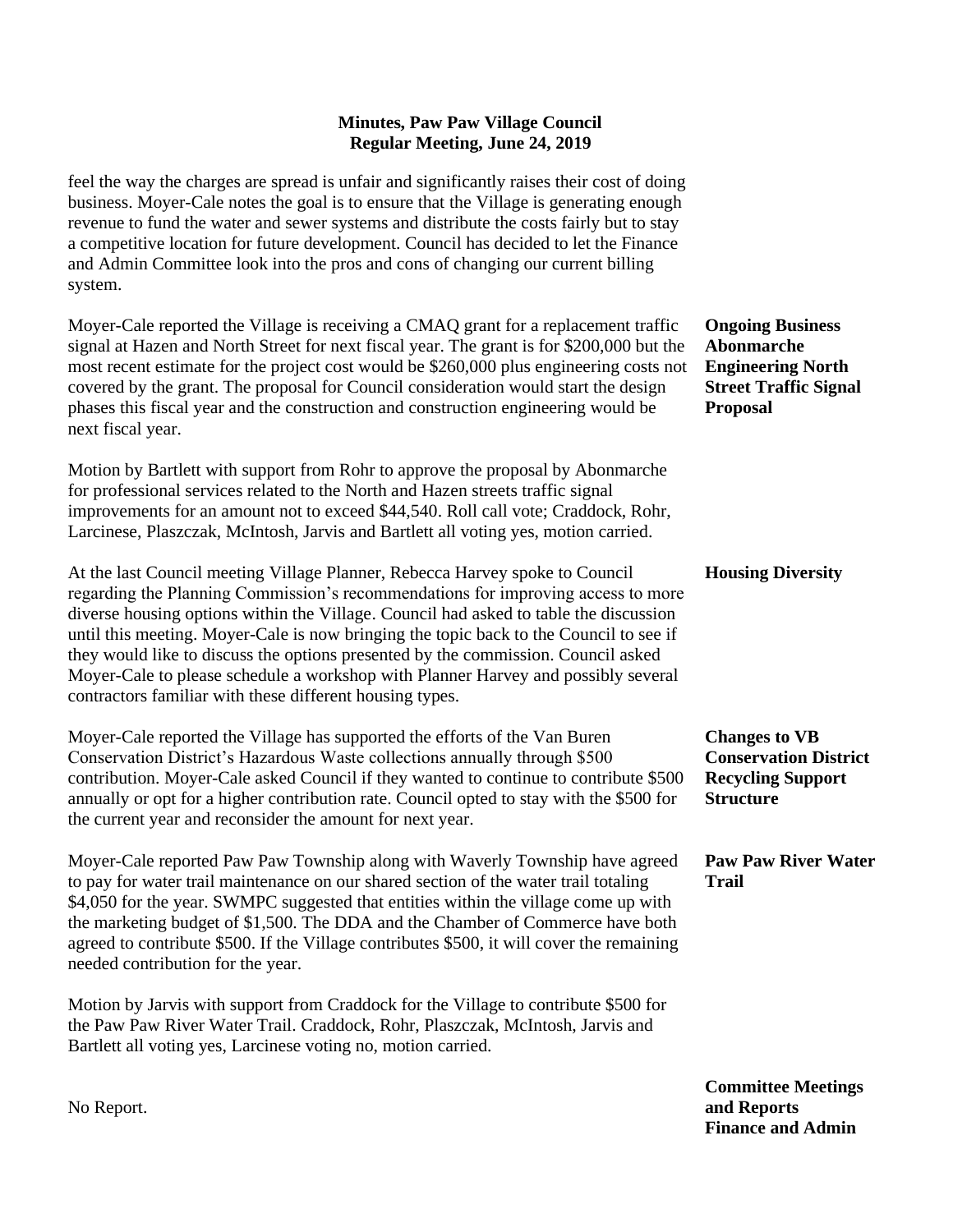feel the way the charges are spread is unfair and significantly raises their cost of doing business. Moyer-Cale notes the goal is to ensure that the Village is generating enough revenue to fund the water and sewer systems and distribute the costs fairly but to stay a competitive location for future development. Council has decided to let the Finance and Admin Committee look into the pros and cons of changing our current billing system.

**Ongoing Business**
**Abonmarche Engineering North Street Traffic Signal Proposal**

Moyer-Cale reported the Village is receiving a CMAQ grant for a replacement traffic signal at Hazen and North Street for next fiscal year. The grant is for $200,000 but the most recent estimate for the project cost would be $260,000 plus engineering costs not covered by the grant. The proposal for Council consideration would start the design phases this fiscal year and the construction and construction engineering would be next fiscal year.

Motion by Bartlett with support from Rohr to approve the proposal by Abonmarche for professional services related to the North and Hazen streets traffic signal improvements for an amount not to exceed $44,540. Roll call vote; Craddock, Rohr, Larcinese, Plaszczak, McIntosh, Jarvis and Bartlett all voting yes, motion carried.

**Housing Diversity**

At the last Council meeting Village Planner, Rebecca Harvey spoke to Council regarding the Planning Commission's recommendations for improving access to more diverse housing options within the Village. Council had asked to table the discussion until this meeting. Moyer-Cale is now bringing the topic back to the Council to see if they would like to discuss the options presented by the commission. Council asked Moyer-Cale to please schedule a workshop with Planner Harvey and possibly several contractors familiar with these different housing types.

**Changes to VB Conservation District Recycling Support Structure**

Moyer-Cale reported the Village has supported the efforts of the Van Buren Conservation District's Hazardous Waste collections annually through $500 contribution. Moyer-Cale asked Council if they wanted to continue to contribute $500 annually or opt for a higher contribution rate. Council opted to stay with the $500 for the current year and reconsider the amount for next year.

**Paw Paw River Water Trail**

Moyer-Cale reported Paw Paw Township along with Waverly Township have agreed to pay for water trail maintenance on our shared section of the water trail totaling $4,050 for the year. SWMPC suggested that entities within the village come up with the marketing budget of $1,500. The DDA and the Chamber of Commerce have both agreed to contribute $500. If the Village contributes $500, it will cover the remaining needed contribution for the year.

Motion by Jarvis with support from Craddock for the Village to contribute $500 for the Paw Paw River Water Trail. Craddock, Rohr, Plaszczak, McIntosh, Jarvis and Bartlett all voting yes, Larcinese voting no, motion carried.

**Committee Meetings and Reports**
**Finance and Admin**

No Report.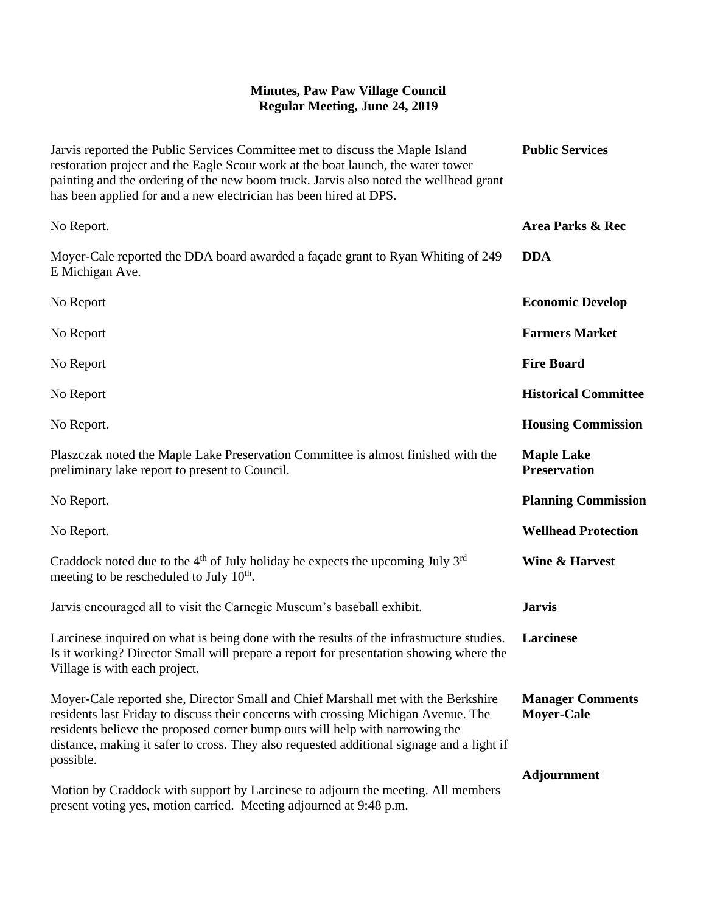**Minutes, Paw Paw Village Council**
**Regular Meeting, June 24, 2019**

**Public Services**

Jarvis reported the Public Services Committee met to discuss the Maple Island restoration project and the Eagle Scout work at the boat launch, the water tower painting and the ordering of the new boom truck. Jarvis also noted the wellhead grant has been applied for and a new electrician has been hired at DPS.

**Area Parks & Rec**

No Report.

**DDA**

Moyer-Cale reported the DDA board awarded a façade grant to Ryan Whiting of 249 E Michigan Ave.

**Economic Develop**

No Report

**Farmers Market**

No Report

**Fire Board**

No Report

**Historical Committee**

No Report

**Housing Commission**

No Report.

**Maple Lake Preservation**

Plaszczak noted the Maple Lake Preservation Committee is almost finished with the preliminary lake report to present to Council.

**Planning Commission**

No Report.

**Wellhead Protection**

No Report.

**Wine & Harvest**

Craddock noted due to the 4th of July holiday he expects the upcoming July 3rd meeting to be rescheduled to July 10th.

**Jarvis**

Jarvis encouraged all to visit the Carnegie Museum's baseball exhibit.

**Larcinese**

Larcinese inquired on what is being done with the results of the infrastructure studies. Is it working? Director Small will prepare a report for presentation showing where the Village is with each project.

**Manager Comments Moyer-Cale**

Moyer-Cale reported she, Director Small and Chief Marshall met with the Berkshire residents last Friday to discuss their concerns with crossing Michigan Avenue. The residents believe the proposed corner bump outs will help with narrowing the distance, making it safer to cross. They also requested additional signage and a light if possible.

**Adjournment**

Motion by Craddock with support by Larcinese to adjourn the meeting. All members present voting yes, motion carried. Meeting adjourned at 9:48 p.m.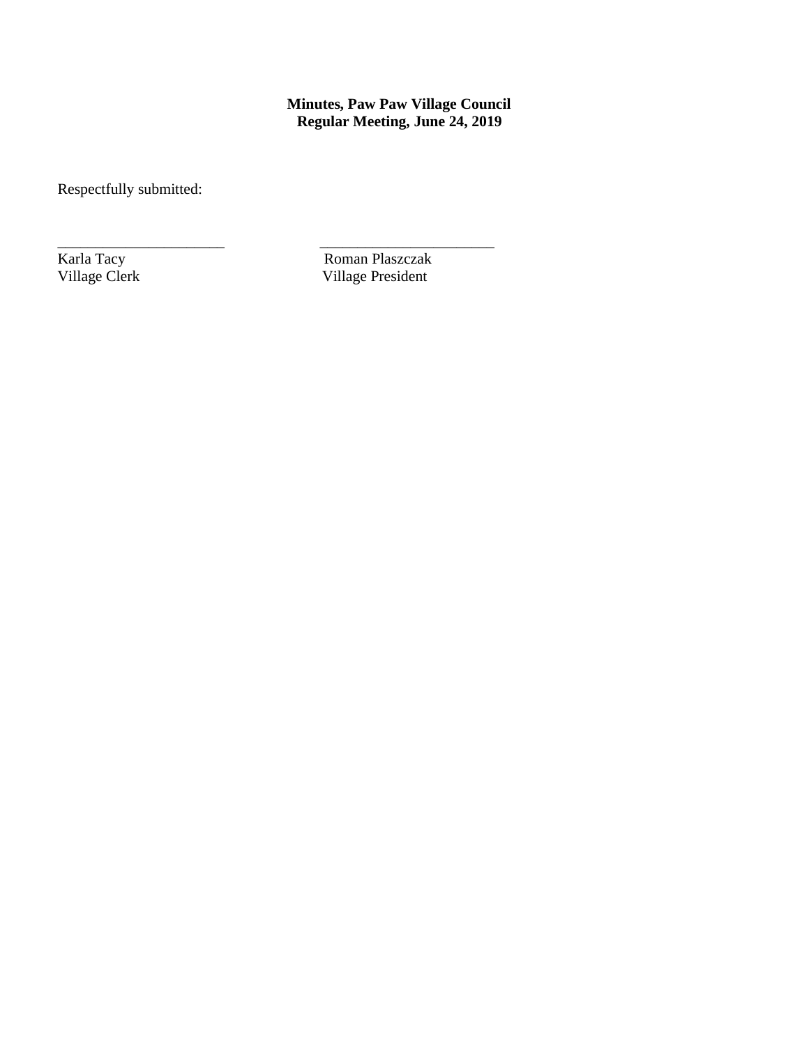Respectfully submitted:

| | |
|---|---|
| ______________________ | ______________________ |
| Karla Tacy | Roman Plaszczak |
| Village Clerk | Village President |